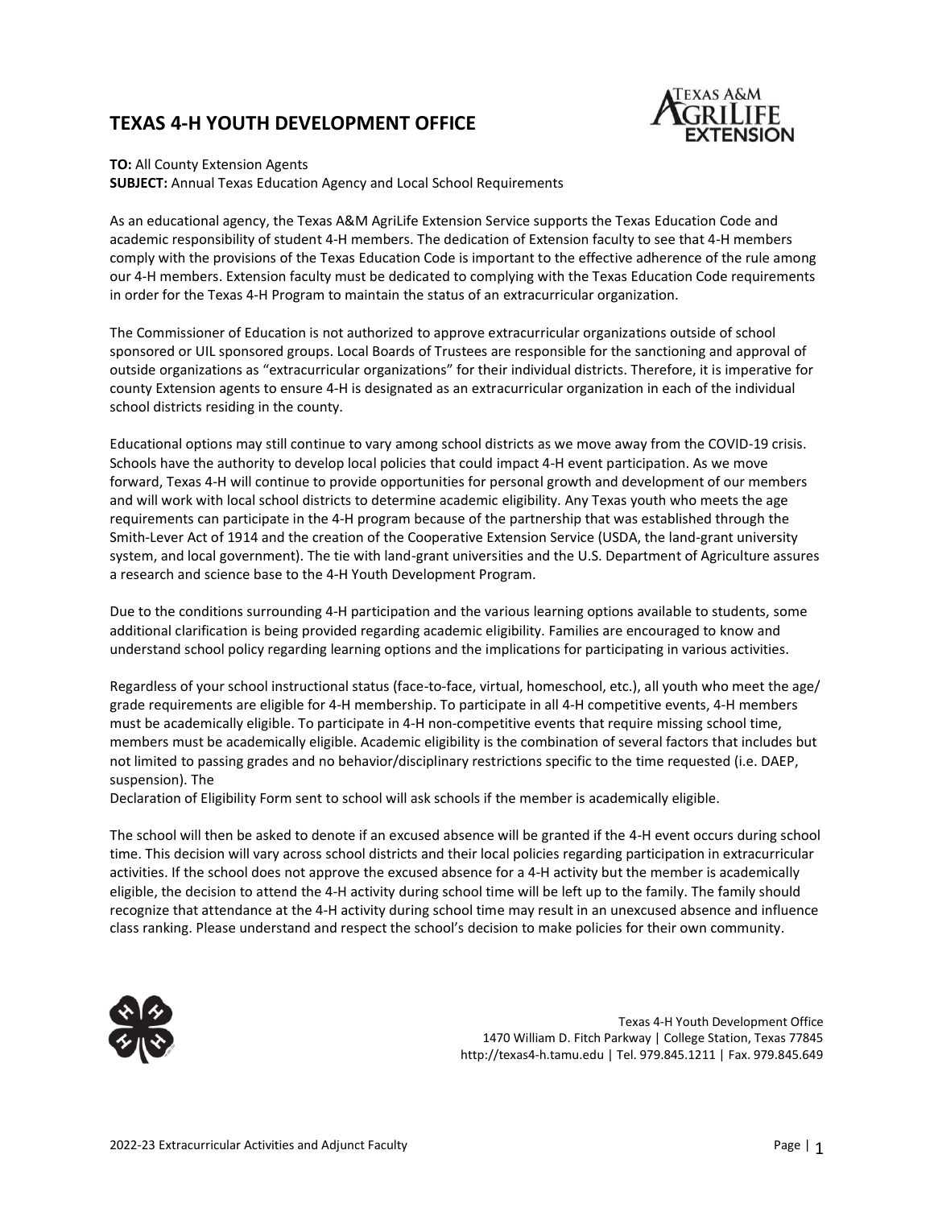# TEXAS 4-H YOUTH DEVELOPMENT OFFICE

**TO:** All County Extension Agents
**SUBJECT:** Annual Texas Education Agency and Local School Requirements

As an educational agency, the Texas A&M AgriLife Extension Service supports the Texas Education Code and academic responsibility of student 4-H members. The dedication of Extension faculty to see that 4-H members comply with the provisions of the Texas Education Code is important to the effective adherence of the rule among our 4-H members. Extension faculty must be dedicated to complying with the Texas Education Code requirements in order for the Texas 4-H Program to maintain the status of an extracurricular organization.

The Commissioner of Education is not authorized to approve extracurricular organizations outside of school sponsored or UIL sponsored groups. Local Boards of Trustees are responsible for the sanctioning and approval of outside organizations as "extracurricular organizations" for their individual districts. Therefore, it is imperative for county Extension agents to ensure 4-H is designated as an extracurricular organization in each of the individual school districts residing in the county.

Educational options may still continue to vary among school districts as we move away from the COVID-19 crisis. Schools have the authority to develop local policies that could impact 4-H event participation. As we move forward, Texas 4-H will continue to provide opportunities for personal growth and development of our members and will work with local school districts to determine academic eligibility. Any Texas youth who meets the age requirements can participate in the 4-H program because of the partnership that was established through the Smith-Lever Act of 1914 and the creation of the Cooperative Extension Service (USDA, the land-grant university system, and local government). The tie with land-grant universities and the U.S. Department of Agriculture assures a research and science base to the 4-H Youth Development Program.

Due to the conditions surrounding 4-H participation and the various learning options available to students, some additional clarification is being provided regarding academic eligibility. Families are encouraged to know and understand school policy regarding learning options and the implications for participating in various activities.

Regardless of your school instructional status (face-to-face, virtual, homeschool, etc.), all youth who meet the age/ grade requirements are eligible for 4-H membership. To participate in all 4-H competitive events, 4-H members must be academically eligible. To participate in 4-H non-competitive events that require missing school time, members must be academically eligible. Academic eligibility is the combination of several factors that includes but not limited to passing grades and no behavior/disciplinary restrictions specific to the time requested (i.e. DAEP, suspension). The
Declaration of Eligibility Form sent to school will ask schools if the member is academically eligible.

The school will then be asked to denote if an excused absence will be granted if the 4-H event occurs during school time. This decision will vary across school districts and their local policies regarding participation in extracurricular activities. If the school does not approve the excused absence for a 4-H activity but the member is academically eligible, the decision to attend the 4-H activity during school time will be left up to the family. The family should recognize that attendance at the 4-H activity during school time may result in an unexcused absence and influence class ranking. Please understand and respect the school's decision to make policies for their own community.

Texas 4-H Youth Development Office
1470 William D. Fitch Parkway | College Station, Texas 77845
http://texas4-h.tamu.edu | Tel. 979.845.1211 | Fax. 979.845.649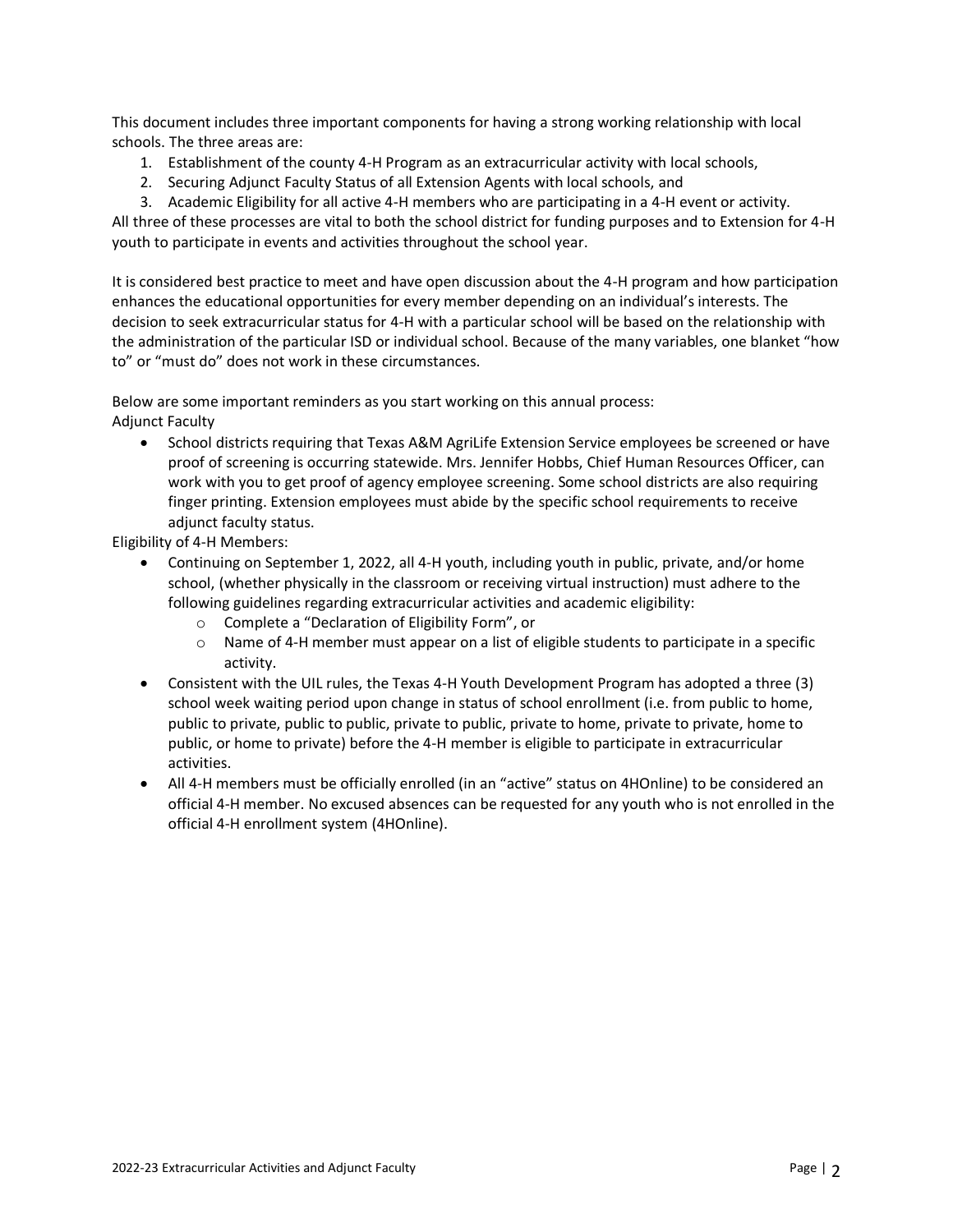This document includes three important components for having a strong working relationship with local schools. The three areas are:

1. Establishment of the county 4-H Program as an extracurricular activity with local schools,
2. Securing Adjunct Faculty Status of all Extension Agents with local schools, and
3. Academic Eligibility for all active 4-H members who are participating in a 4-H event or activity.

All three of these processes are vital to both the school district for funding purposes and to Extension for 4-H youth to participate in events and activities throughout the school year.

It is considered best practice to meet and have open discussion about the 4-H program and how participation enhances the educational opportunities for every member depending on an individual's interests. The decision to seek extracurricular status for 4-H with a particular school will be based on the relationship with the administration of the particular ISD or individual school. Because of the many variables, one blanket "how to" or "must do" does not work in these circumstances.

Below are some important reminders as you start working on this annual process:

Adjunct Faculty

- School districts requiring that Texas A&M AgriLife Extension Service employees be screened or have proof of screening is occurring statewide. Mrs. Jennifer Hobbs, Chief Human Resources Officer, can work with you to get proof of agency employee screening. Some school districts are also requiring finger printing. Extension employees must abide by the specific school requirements to receive adjunct faculty status.

Eligibility of 4-H Members:

- Continuing on September 1, 2022, all 4-H youth, including youth in public, private, and/or home school, (whether physically in the classroom or receiving virtual instruction) must adhere to the following guidelines regarding extracurricular activities and academic eligibility:
  - Complete a "Declaration of Eligibility Form", or
  - Name of 4-H member must appear on a list of eligible students to participate in a specific activity.
- Consistent with the UIL rules, the Texas 4-H Youth Development Program has adopted a three (3) school week waiting period upon change in status of school enrollment (i.e. from public to home, public to private, public to public, private to public, private to home, private to private, home to public, or home to private) before the 4-H member is eligible to participate in extracurricular activities.
- All 4-H members must be officially enrolled (in an "active" status on 4HOnline) to be considered an official 4-H member. No excused absences can be requested for any youth who is not enrolled in the official 4-H enrollment system (4HOnline).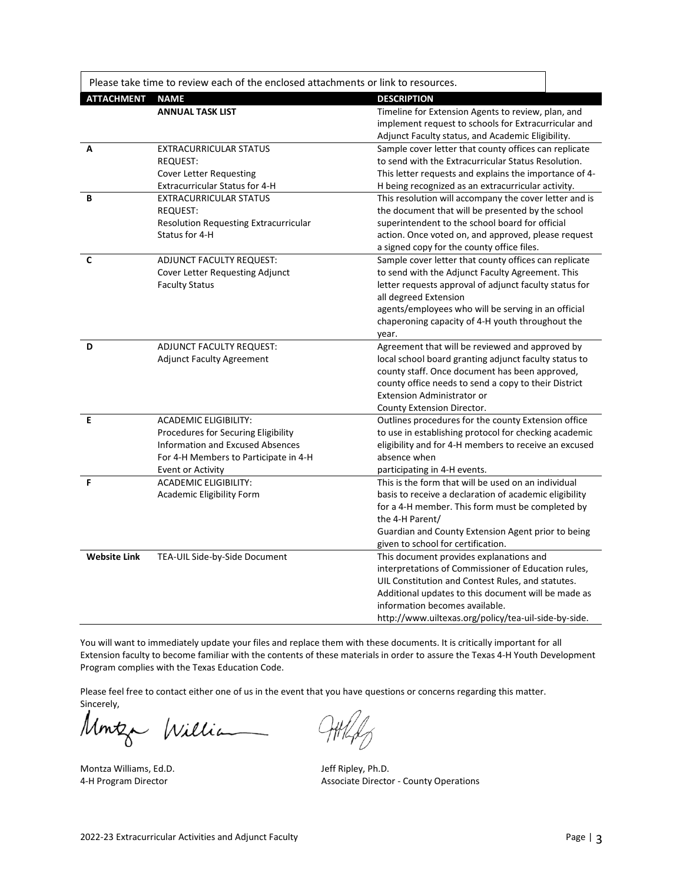Please take time to review each of the enclosed attachments or link to resources.

| ATTACHMENT | NAME | DESCRIPTION |
|---|---|---|
| | **ANNUAL TASK LIST** | Timeline for Extension Agents to review, plan, and implement request to schools for Extracurricular and Adjunct Faculty status, and Academic Eligibility. |
| **A** | EXTRACURRICULAR STATUS REQUEST: Cover Letter Requesting Extracurricular Status for 4-H | Sample cover letter that county offices can replicate to send with the Extracurricular Status Resolution. This letter requests and explains the importance of 4-H being recognized as an extracurricular activity. |
| **B** | EXTRACURRICULAR STATUS REQUEST: Resolution Requesting Extracurricular Status for 4-H | This resolution will accompany the cover letter and is the document that will be presented by the school superintendent to the school board for official action. Once voted on, and approved, please request a signed copy for the county office files. |
| **C** | ADJUNCT FACULTY REQUEST: Cover Letter Requesting Adjunct Faculty Status | Sample cover letter that county offices can replicate to send with the Adjunct Faculty Agreement. This letter requests approval of adjunct faculty status for all degreed Extension agents/employees who will be serving in an official chaperoning capacity of 4-H youth throughout the year. |
| **D** | ADJUNCT FACULTY REQUEST: Adjunct Faculty Agreement | Agreement that will be reviewed and approved by local school board granting adjunct faculty status to county staff. Once document has been approved, county office needs to send a copy to their District Extension Administrator or County Extension Director. |
| **E** | ACADEMIC ELIGIBILITY: Procedures for Securing Eligibility Information and Excused Absences For 4-H Members to Participate in 4-H Event or Activity | Outlines procedures for the county Extension office to use in establishing protocol for checking academic eligibility and for 4-H members to receive an excused absence when participating in 4-H events. |
| **F** | ACADEMIC ELIGIBILITY: Academic Eligibility Form | This is the form that will be used on an individual basis to receive a declaration of academic eligibility for a 4-H member. This form must be completed by the 4-H Parent/ Guardian and County Extension Agent prior to being given to school for certification. |
| **Website Link** | TEA-UIL Side-by-Side Document | This document provides explanations and interpretations of Commissioner of Education rules, UIL Constitution and Contest Rules, and statutes. Additional updates to this document will be made as information becomes available. http://www.uiltexas.org/policy/tea-uil-side-by-side. |

You will want to immediately update your files and replace them with these documents. It is critically important for all Extension faculty to become familiar with the contents of these materials in order to assure the Texas 4-H Youth Development Program complies with the Texas Education Code.

Please feel free to contact either one of us in the event that you have questions or concerns regarding this matter.

Sincerely,

Montza Williams, Ed.D.
4-H Program Director

Jeff Ripley, Ph.D.
Associate Director - County Operations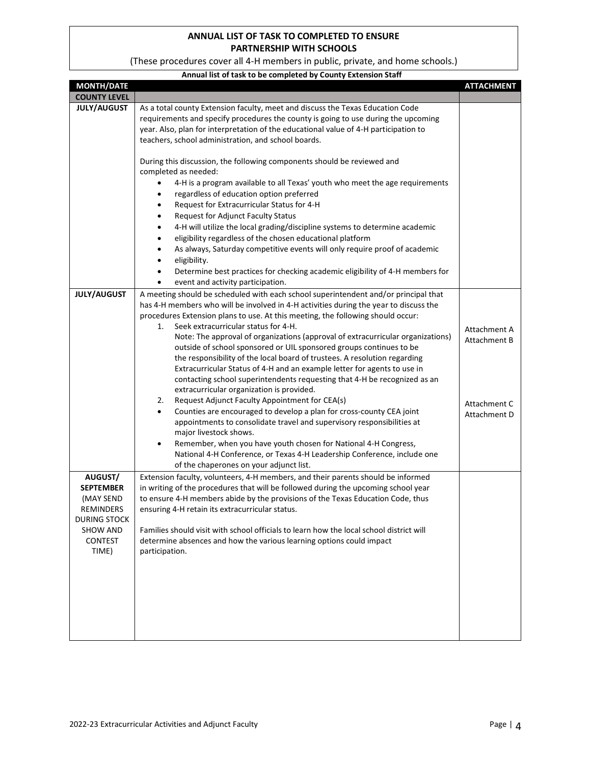## ANNUAL LIST OF TASK TO COMPLETED TO ENSURE PARTNERSHIP WITH SCHOOLS

(These procedures cover all 4-H members in public, private, and home schools.)

**Annual list of task to be completed by County Extension Staff**

| MONTH/DATE | | ATTACHMENT |
|---|---|---|
| **COUNTY LEVEL** | | |
| **JULY/AUGUST** | As a total county Extension faculty, meet and discuss the Texas Education Code requirements and specify procedures the county is going to use during the upcoming year. Also, plan for interpretation of the educational value of 4-H participation to teachers, school administration, and school boards.<br><br>During this discussion, the following components should be reviewed and completed as needed:<br>• 4-H is a program available to all Texas' youth who meet the age requirements<br>• regardless of education option preferred<br>• Request for Extracurricular Status for 4-H<br>• Request for Adjunct Faculty Status<br>• 4-H will utilize the local grading/discipline systems to determine academic<br>• eligibility regardless of the chosen educational platform<br>• As always, Saturday competitive events will only require proof of academic<br>• eligibility.<br>• Determine best practices for checking academic eligibility of 4-H members for<br>• event and activity participation. | |
| **JULY/AUGUST** | A meeting should be scheduled with each school superintendent and/or principal that has 4-H members who will be involved in 4-H activities during the year to discuss the procedures Extension plans to use. At this meeting, the following should occur:<br>1. Seek extracurricular status for 4-H.<br>Note: The approval of organizations (approval of extracurricular organizations) outside of school sponsored or UIL sponsored groups continues to be the responsibility of the local board of trustees. A resolution regarding Extracurricular Status of 4-H and an example letter for agents to use in contacting school superintendents requesting that 4-H be recognized as an extracurricular organization is provided.<br>2. Request Adjunct Faculty Appointment for CEA(s)<br>• Counties are encouraged to develop a plan for cross-county CEA joint appointments to consolidate travel and supervisory responsibilities at major livestock shows.<br>• Remember, when you have youth chosen for National 4-H Congress, National 4-H Conference, or Texas 4-H Leadership Conference, include one of the chaperones on your adjunct list. | Attachment A<br>Attachment B<br><br>Attachment C<br>Attachment D |
| **AUGUST/ SEPTEMBER** (MAY SEND REMINDERS DURING STOCK SHOW AND CONTEST TIME) | Extension faculty, volunteers, 4-H members, and their parents should be informed in writing of the procedures that will be followed during the upcoming school year to ensure 4-H members abide by the provisions of the Texas Education Code, thus ensuring 4-H retain its extracurricular status.<br><br>Families should visit with school officials to learn how the local school district will determine absences and how the various learning options could impact participation. | |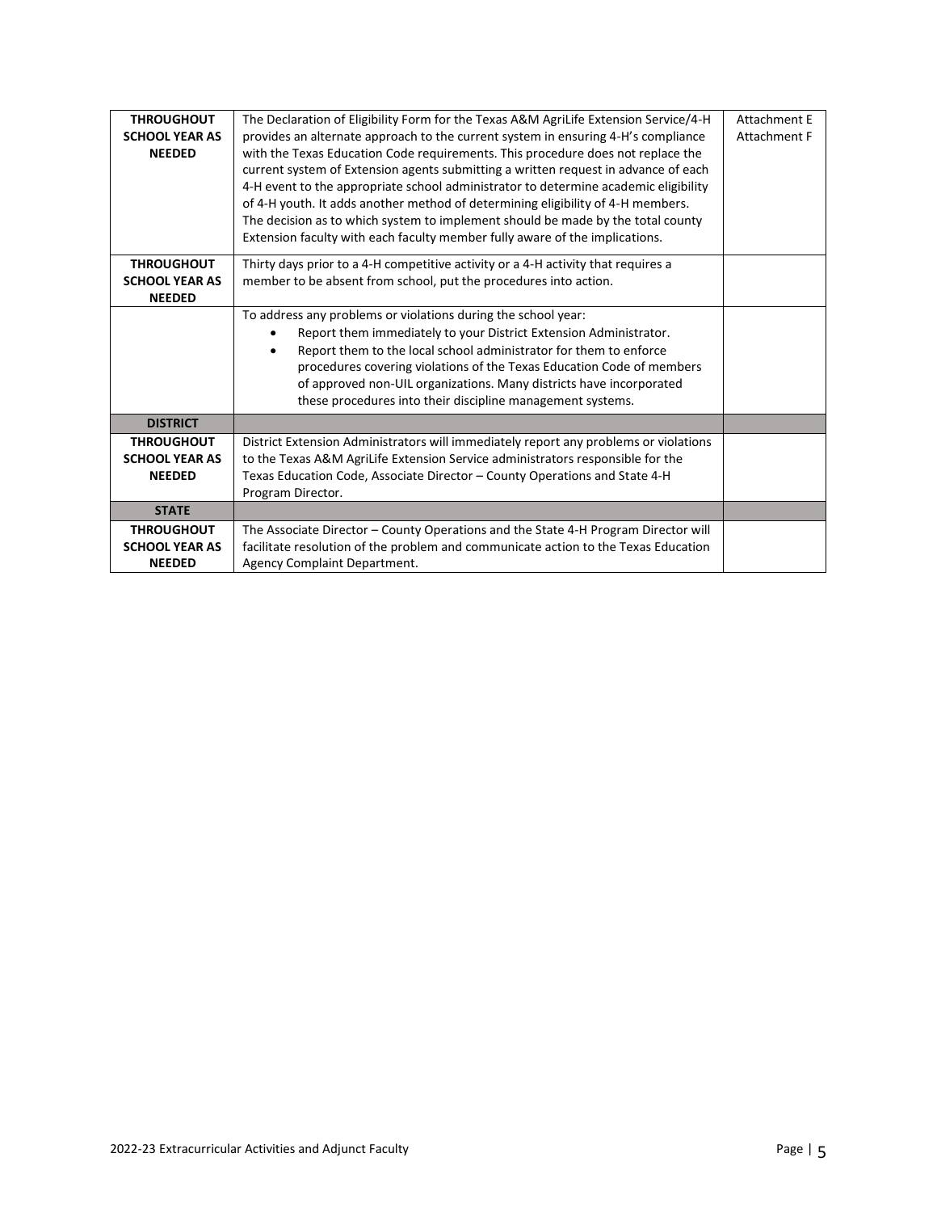| | | |
|---|---|---|
| **THROUGHOUT SCHOOL YEAR AS NEEDED** | The Declaration of Eligibility Form for the Texas A&M AgriLife Extension Service/4-H provides an alternate approach to the current system in ensuring 4-H's compliance with the Texas Education Code requirements. This procedure does not replace the current system of Extension agents submitting a written request in advance of each 4-H event to the appropriate school administrator to determine academic eligibility of 4-H youth. It adds another method of determining eligibility of 4-H members. The decision as to which system to implement should be made by the total county Extension faculty with each faculty member fully aware of the implications. | Attachment E Attachment F |
| **THROUGHOUT SCHOOL YEAR AS NEEDED** | Thirty days prior to a 4-H competitive activity or a 4-H activity that requires a member to be absent from school, put the procedures into action. | |
| | To address any problems or violations during the school year: <br>• Report them immediately to your District Extension Administrator. <br>• Report them to the local school administrator for them to enforce procedures covering violations of the Texas Education Code of members of approved non-UIL organizations. Many districts have incorporated these procedures into their discipline management systems. | |
| **DISTRICT** | | |
| **THROUGHOUT SCHOOL YEAR AS NEEDED** | District Extension Administrators will immediately report any problems or violations to the Texas A&M AgriLife Extension Service administrators responsible for the Texas Education Code, Associate Director – County Operations and State 4-H Program Director. | |
| **STATE** | | |
| **THROUGHOUT SCHOOL YEAR AS NEEDED** | The Associate Director – County Operations and the State 4-H Program Director will facilitate resolution of the problem and communicate action to the Texas Education Agency Complaint Department. | |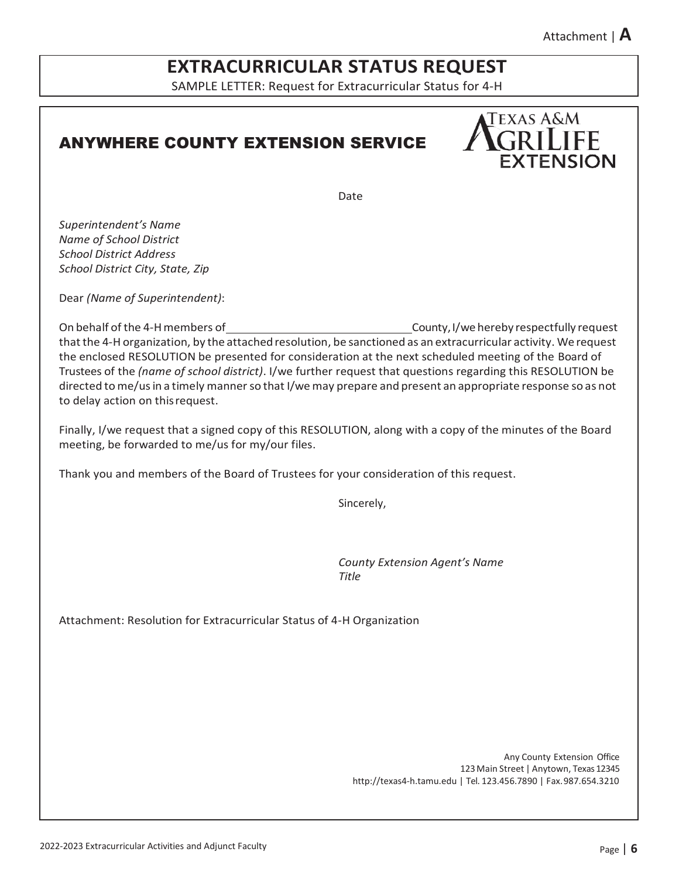Attachment | **A**

# EXTRACURRICULAR STATUS REQUEST

SAMPLE LETTER: Request for Extracurricular Status for 4-H

## ANYWHERE COUNTY EXTENSION SERVICE

TEXAS A&M AGRILIFE EXTENSION

Date

*Superintendent's Name*
*Name of School District*
*School District Address*
*School District City, State, Zip*

Dear *(Name of Superintendent)*:

On behalf of the 4-H members of ______________________ County, I/we hereby respectfully request that the 4-H organization, by the attached resolution, be sanctioned as an extracurricular activity. We request the enclosed RESOLUTION be presented for consideration at the next scheduled meeting of the Board of Trustees of the *(name of school district)*. I/we further request that questions regarding this RESOLUTION be directed to me/us in a timely manner so that I/we may prepare and present an appropriate response so as not to delay action on this request.

Finally, I/we request that a signed copy of this RESOLUTION, along with a copy of the minutes of the Board meeting, be forwarded to me/us for my/our files.

Thank you and members of the Board of Trustees for your consideration of this request.

Sincerely,

*County Extension Agent's Name*
*Title*

Attachment: Resolution for Extracurricular Status of 4-H Organization

Any County Extension Office
123 Main Street | Anytown, Texas 12345
http://texas4-h.tamu.edu | Tel. 123.456.7890 | Fax. 987.654.3210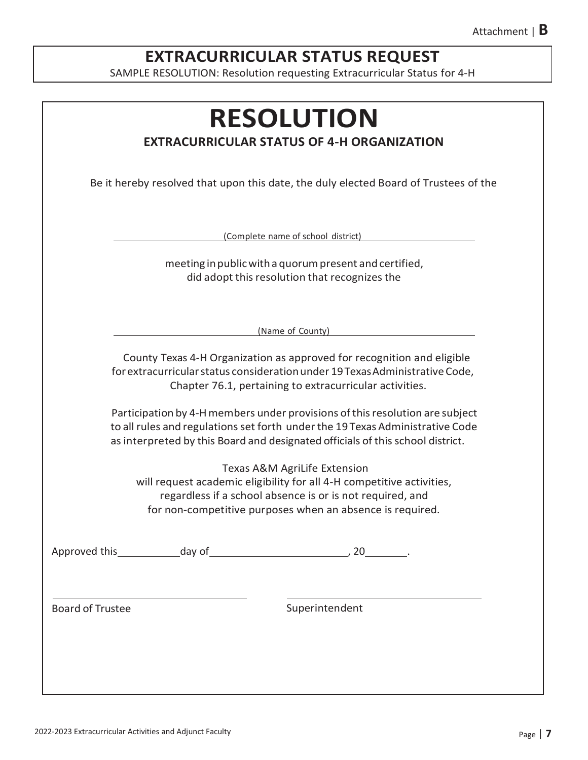Attachment | **B**

## EXTRACURRICULAR STATUS REQUEST

SAMPLE RESOLUTION: Resolution requesting Extracurricular Status for 4-H

# RESOLUTION

### EXTRACURRICULAR STATUS OF 4-H ORGANIZATION

Be it hereby resolved that upon this date, the duly elected Board of Trustees of the

______________________________
(Complete name of school district)

meeting in public with a quorum present and certified, did adopt this resolution that recognizes the

______________________________
(Name of County)

County Texas 4-H Organization as approved for recognition and eligible for extracurricular status consideration under 19 Texas Administrative Code, Chapter 76.1, pertaining to extracurricular activities.

Participation by 4-H members under provisions of this resolution are subject to all rules and regulations set forth under the 19 Texas Administrative Code as interpreted by this Board and designated officials of this school district.

Texas A&M AgriLife Extension will request academic eligibility for all 4-H competitive activities, regardless if a school absence is or is not required, and for non-competitive purposes when an absence is required.

Approved this __________ day of ______________________, 20_______.

______________________________
Board of Trustee

______________________________
Superintendent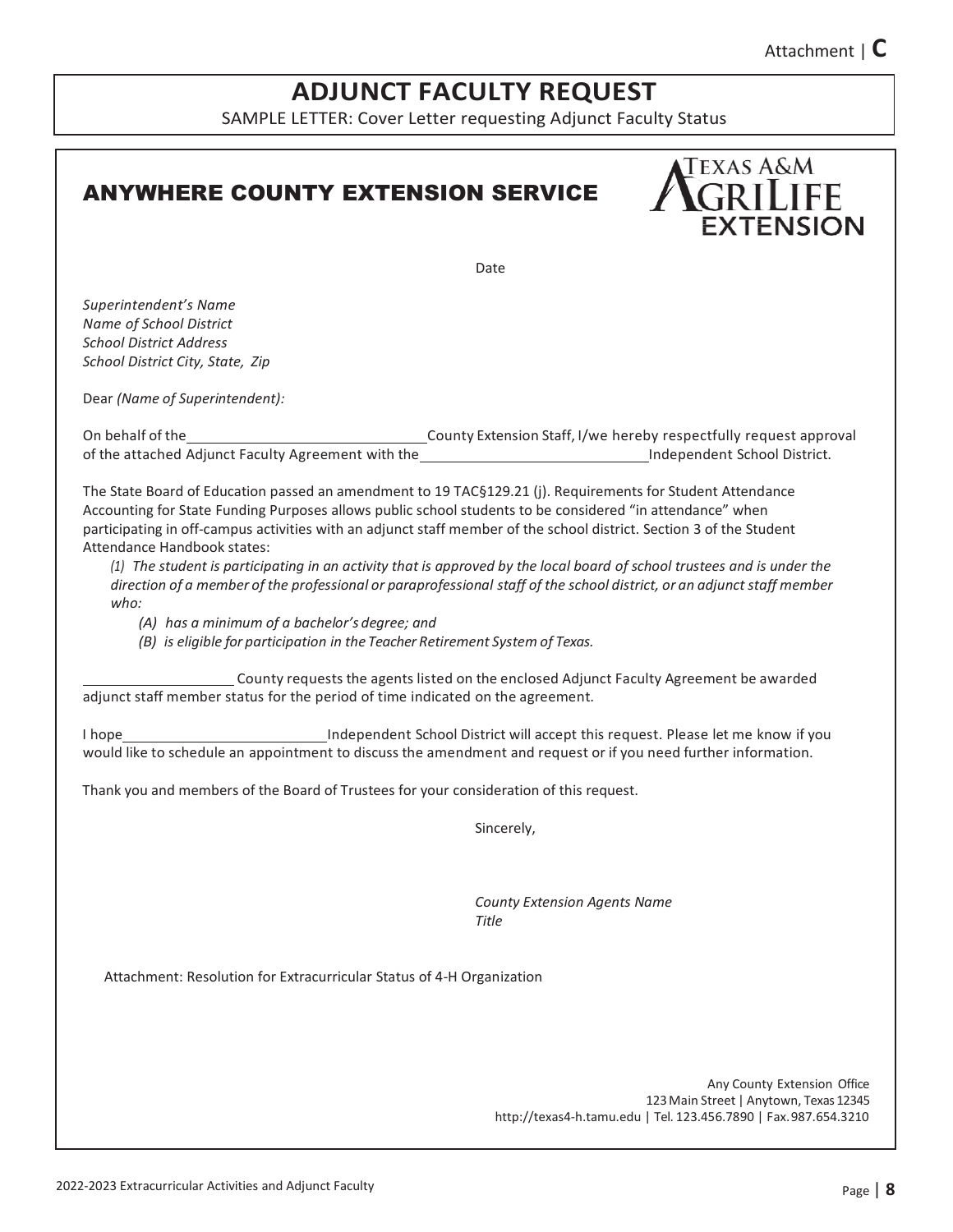Attachment | **C**

# ADJUNCT FACULTY REQUEST

SAMPLE LETTER: Cover Letter requesting Adjunct Faculty Status

## ANYWHERE COUNTY EXTENSION SERVICE

Texas A&M AgriLife Extension

Date

*Superintendent's Name*
*Name of School District*
*School District Address*
*School District City, State, Zip*

Dear *(Name of Superintendent):*

On behalf of the ______________________ County Extension Staff, I/we hereby respectfully request approval of the attached Adjunct Faculty Agreement with the ______________________ Independent School District.

The State Board of Education passed an amendment to 19 TAC§129.21 (j). Requirements for Student Attendance Accounting for State Funding Purposes allows public school students to be considered "in attendance" when participating in off-campus activities with an adjunct staff member of the school district. Section 3 of the Student Attendance Handbook states:

*(1) The student is participating in an activity that is approved by the local board of school trustees and is under the direction of a member of the professional or paraprofessional staff of the school district, or an adjunct staff member who:*

*(A) has a minimum of a bachelor's degree; and*

*(B) is eligible for participation in the Teacher Retirement System of Texas.*

______________ County requests the agents listed on the enclosed Adjunct Faculty Agreement be awarded adjunct staff member status for the period of time indicated on the agreement.

I hope ______________________ Independent School District will accept this request. Please let me know if you would like to schedule an appointment to discuss the amendment and request or if you need further information.

Thank you and members of the Board of Trustees for your consideration of this request.

Sincerely,

*County Extension Agents Name*
*Title*

Attachment: Resolution for Extracurricular Status of 4-H Organization

Any County Extension Office
123 Main Street | Anytown, Texas 12345
http://texas4-h.tamu.edu | Tel. 123.456.7890 | Fax. 987.654.3210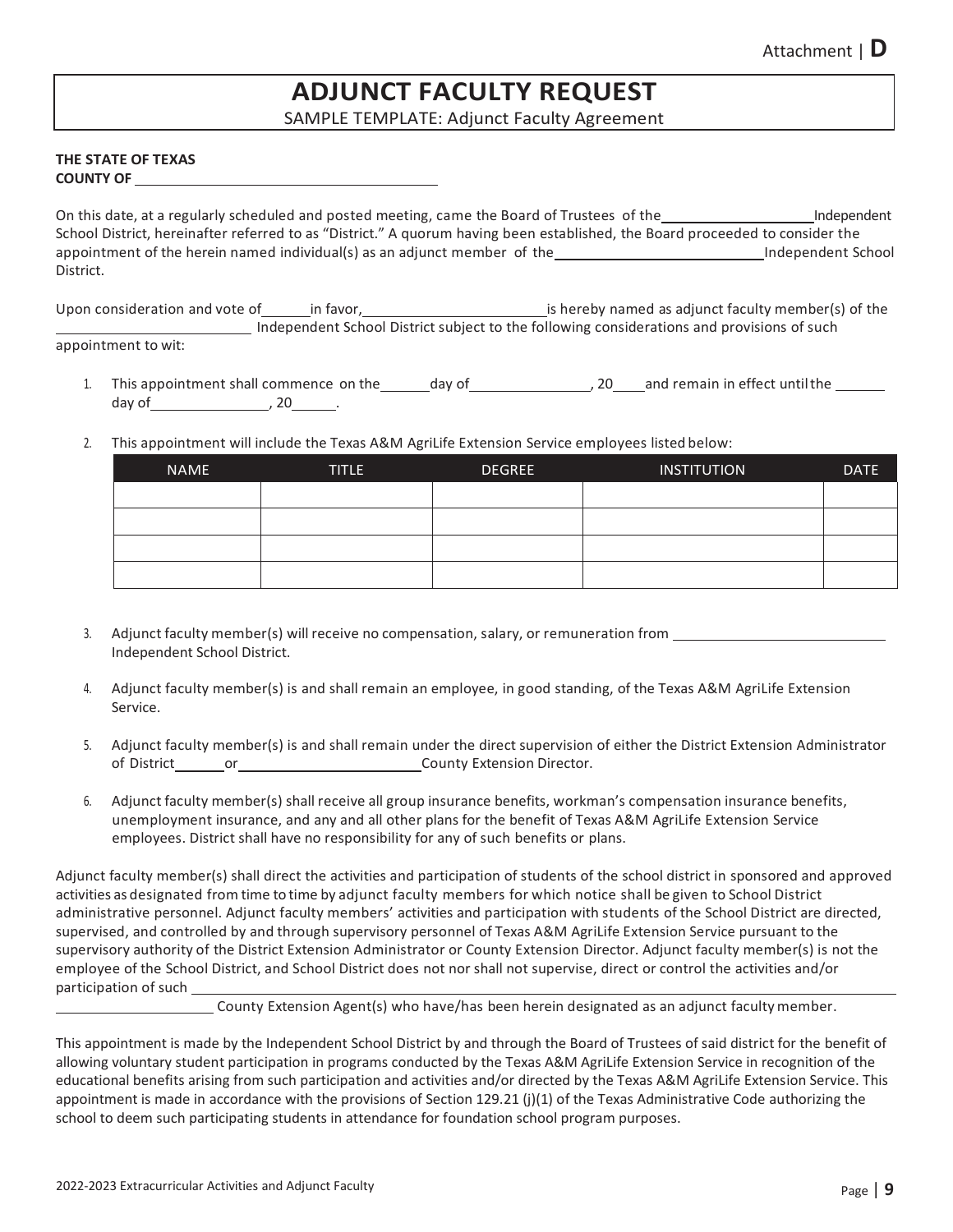Attachment | **D**

# ADJUNCT FACULTY REQUEST

SAMPLE TEMPLATE: Adjunct Faculty Agreement

**THE STATE OF TEXAS**
**COUNTY OF** ____________________________________

On this date, at a regularly scheduled and posted meeting, came the Board of Trustees of the __________________ Independent School District, hereinafter referred to as "District." A quorum having been established, the Board proceeded to consider the appointment of the herein named individual(s) as an adjunct member of the _________________________ Independent School District.

Upon consideration and vote of ______ in favor, ______________________ is hereby named as adjunct faculty member(s) of the _________________________ Independent School District subject to the following considerations and provisions of such appointment to wit:

1. This appointment shall commence on the ______ day of ______________, 20____ and remain in effect until the ______ day of ______________, 20______.

2. This appointment will include the Texas A&M AgriLife Extension Service employees listed below:

| NAME | TITLE | DEGREE | INSTITUTION | DATE |
|---|---|---|---|---|
| | | | | |
| | | | | |
| | | | | |
| | | | | |

3. Adjunct faculty member(s) will receive no compensation, salary, or remuneration from __________________________ Independent School District.

4. Adjunct faculty member(s) is and shall remain an employee, in good standing, of the Texas A&M AgriLife Extension Service.

5. Adjunct faculty member(s) is and shall remain under the direct supervision of either the District Extension Administrator of District ______ or ______________________ County Extension Director.

6. Adjunct faculty member(s) shall receive all group insurance benefits, workman's compensation insurance benefits, unemployment insurance, and any and all other plans for the benefit of Texas A&M AgriLife Extension Service employees. District shall have no responsibility for any of such benefits or plans.

Adjunct faculty member(s) shall direct the activities and participation of students of the school district in sponsored and approved activities as designated from time to time by adjunct faculty members for which notice shall be given to School District administrative personnel. Adjunct faculty members' activities and participation with students of the School District are directed, supervised, and controlled by and through supervisory personnel of Texas A&M AgriLife Extension Service pursuant to the supervisory authority of the District Extension Administrator or County Extension Director. Adjunct faculty member(s) is not the employee of the School District, and School District does not nor shall not supervise, direct or control the activities and/or participation of such ______________________________________________ ____________________ County Extension Agent(s) who have/has been herein designated as an adjunct faculty member.

This appointment is made by the Independent School District by and through the Board of Trustees of said district for the benefit of allowing voluntary student participation in programs conducted by the Texas A&M AgriLife Extension Service in recognition of the educational benefits arising from such participation and activities and/or directed by the Texas A&M AgriLife Extension Service. This appointment is made in accordance with the provisions of Section 129.21 (j)(1) of the Texas Administrative Code authorizing the school to deem such participating students in attendance for foundation school program purposes.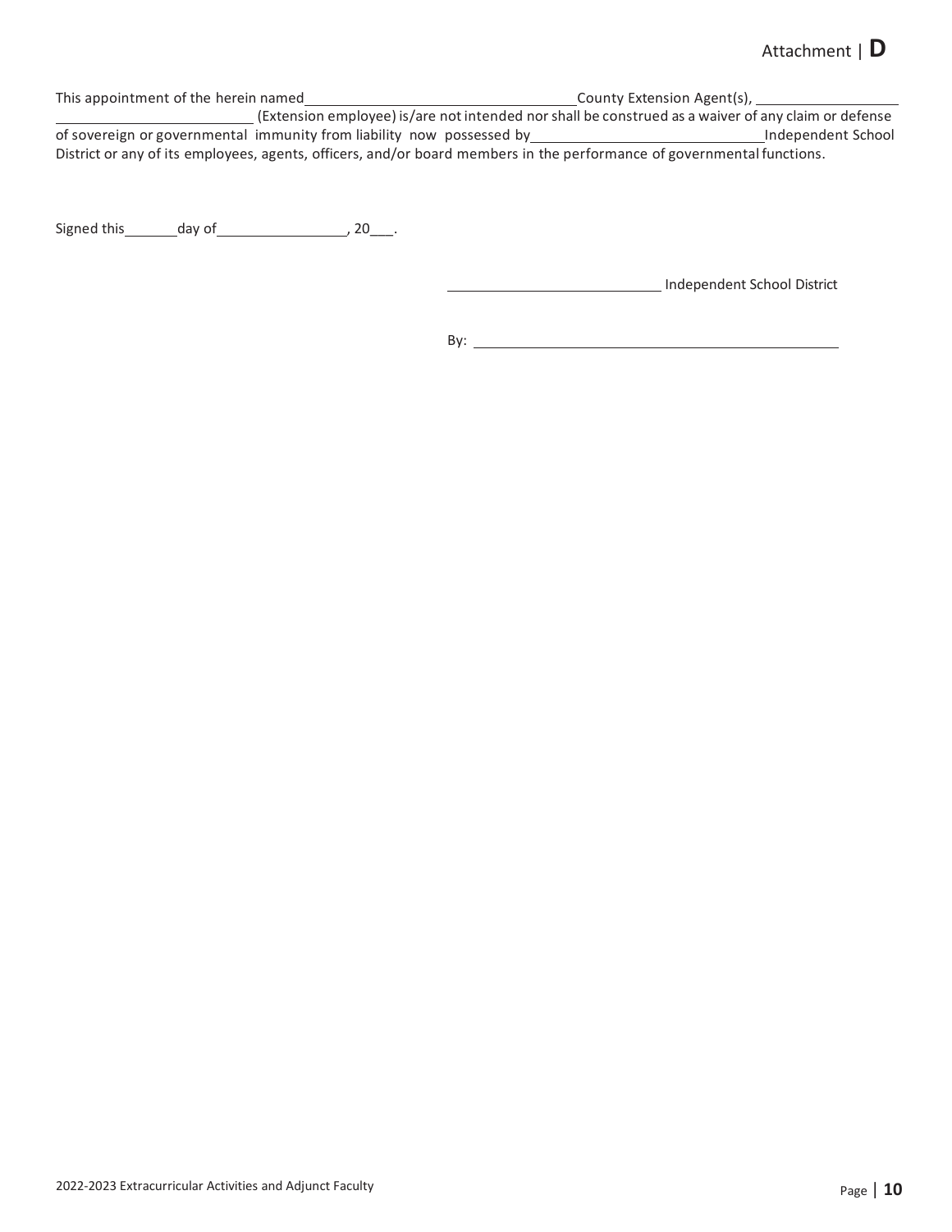Attachment | **D**

This appointment of the herein named \_\_\_\_\_\_\_\_\_\_\_\_\_\_\_\_\_\_\_\_\_\_\_\_\_\_\_\_\_\_ County Extension Agent(s), \_\_\_\_\_\_\_\_\_\_\_\_\_\_\_\_\_\_ \_\_\_\_\_\_\_\_\_\_\_\_\_\_\_\_\_\_\_\_\_\_\_\_ (Extension employee) is/are not intended nor shall be construed as a waiver of any claim or defense of sovereign or governmental immunity from liability now possessed by \_\_\_\_\_\_\_\_\_\_\_\_\_\_\_\_\_\_\_\_\_\_\_\_\_\_\_ Independent School District or any of its employees, agents, officers, and/or board members in the performance of governmental functions.

Signed this \_\_\_\_\_\_\_ day of \_\_\_\_\_\_\_\_\_\_\_\_\_\_\_\_\_, 20\_\_\_.

\_\_\_\_\_\_\_\_\_\_\_\_\_\_\_\_\_\_\_\_\_\_\_\_\_\_\_ Independent School District

By: \_\_\_\_\_\_\_\_\_\_\_\_\_\_\_\_\_\_\_\_\_\_\_\_\_\_\_\_\_\_\_\_\_\_\_\_\_\_\_\_\_\_\_\_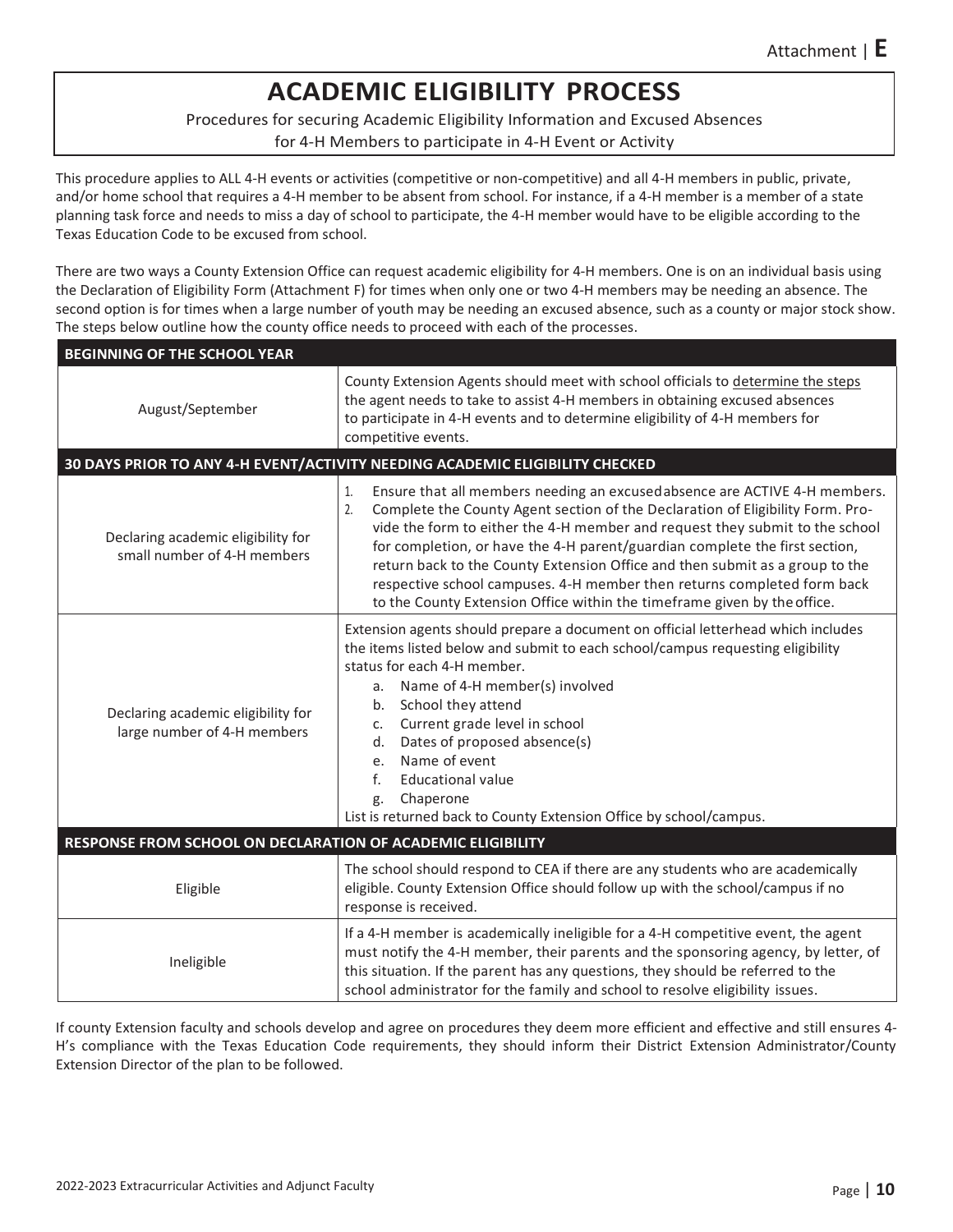Attachment | **E**

# ACADEMIC ELIGIBILITY PROCESS

Procedures for securing Academic Eligibility Information and Excused Absences for 4-H Members to participate in 4-H Event or Activity

This procedure applies to ALL 4-H events or activities (competitive or non-competitive) and all 4-H members in public, private, and/or home school that requires a 4-H member to be absent from school. For instance, if a 4-H member is a member of a state planning task force and needs to miss a day of school to participate, the 4-H member would have to be eligible according to the Texas Education Code to be excused from school.

There are two ways a County Extension Office can request academic eligibility for 4-H members. One is on an individual basis using the Declaration of Eligibility Form (Attachment F) for times when only one or two 4-H members may be needing an absence. The second option is for times when a large number of youth may be needing an excused absence, such as a county or major stock show. The steps below outline how the county office needs to proceed with each of the processes.

| **BEGINNING OF THE SCHOOL YEAR** | |
|---|---|
| August/September | County Extension Agents should meet with school officials to determine the steps the agent needs to take to assist 4-H members in obtaining excused absences to participate in 4-H events and to determine eligibility of 4-H members for competitive events. |
| **30 DAYS PRIOR TO ANY 4-H EVENT/ACTIVITY NEEDING ACADEMIC ELIGIBILITY CHECKED** | |
| Declaring academic eligibility for small number of 4-H members | 1. Ensure that all members needing an excused absence are ACTIVE 4-H members.<br>2. Complete the County Agent section of the Declaration of Eligibility Form. Provide the form to either the 4-H member and request they submit to the school for completion, or have the 4-H parent/guardian complete the first section, return back to the County Extension Office and then submit as a group to the respective school campuses. 4-H member then returns completed form back to the County Extension Office within the timeframe given by the office. |
| Declaring academic eligibility for large number of 4-H members | Extension agents should prepare a document on official letterhead which includes the items listed below and submit to each school/campus requesting eligibility status for each 4-H member.<br>a. Name of 4-H member(s) involved<br>b. School they attend<br>c. Current grade level in school<br>d. Dates of proposed absence(s)<br>e. Name of event<br>f. Educational value<br>g. Chaperone<br>List is returned back to County Extension Office by school/campus. |
| **RESPONSE FROM SCHOOL ON DECLARATION OF ACADEMIC ELIGIBILITY** | |
| Eligible | The school should respond to CEA if there are any students who are academically eligible. County Extension Office should follow up with the school/campus if no response is received. |
| Ineligible | If a 4-H member is academically ineligible for a 4-H competitive event, the agent must notify the 4-H member, their parents and the sponsoring agency, by letter, of this situation. If the parent has any questions, they should be referred to the school administrator for the family and school to resolve eligibility issues. |

If county Extension faculty and schools develop and agree on procedures they deem more efficient and effective and still ensures 4-H's compliance with the Texas Education Code requirements, they should inform their District Extension Administrator/County Extension Director of the plan to be followed.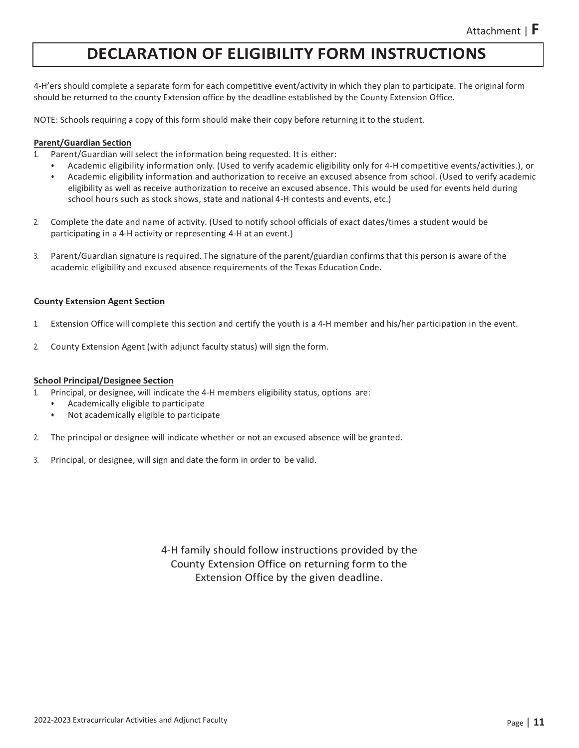Attachment | **F**

# DECLARATION OF ELIGIBILITY FORM INSTRUCTIONS

4-H'ers should complete a separate form for each competitive event/activity in which they plan to participate. The original form should be returned to the county Extension office by the deadline established by the County Extension Office.

NOTE: Schools requiring a copy of this form should make their copy before returning it to the student.

**Parent/Guardian Section**

1. Parent/Guardian will select the information being requested. It is either:
   - Academic eligibility information only. (Used to verify academic eligibility only for 4-H competitive events/activities.), or
   - Academic eligibility information and authorization to receive an excused absence from school. (Used to verify academic eligibility as well as receive authorization to receive an excused absence. This would be used for events held during school hours such as stock shows, state and national 4-H contests and events, etc.)

2. Complete the date and name of activity. (Used to notify school officials of exact dates/times a student would be participating in a 4-H activity or representing 4-H at an event.)

3. Parent/Guardian signature is required. The signature of the parent/guardian confirms that this person is aware of the academic eligibility and excused absence requirements of the Texas Education Code.

**County Extension Agent Section**

1. Extension Office will complete this section and certify the youth is a 4-H member and his/her participation in the event.

2. County Extension Agent (with adjunct faculty status) will sign the form.

**School Principal/Designee Section**

1. Principal, or designee, will indicate the 4-H members eligibility status, options are:
   - Academically eligible to participate
   - Not academically eligible to participate

2. The principal or designee will indicate whether or not an excused absence will be granted.

3. Principal, or designee, will sign and date the form in order to be valid.

4-H family should follow instructions provided by the County Extension Office on returning form to the Extension Office by the given deadline.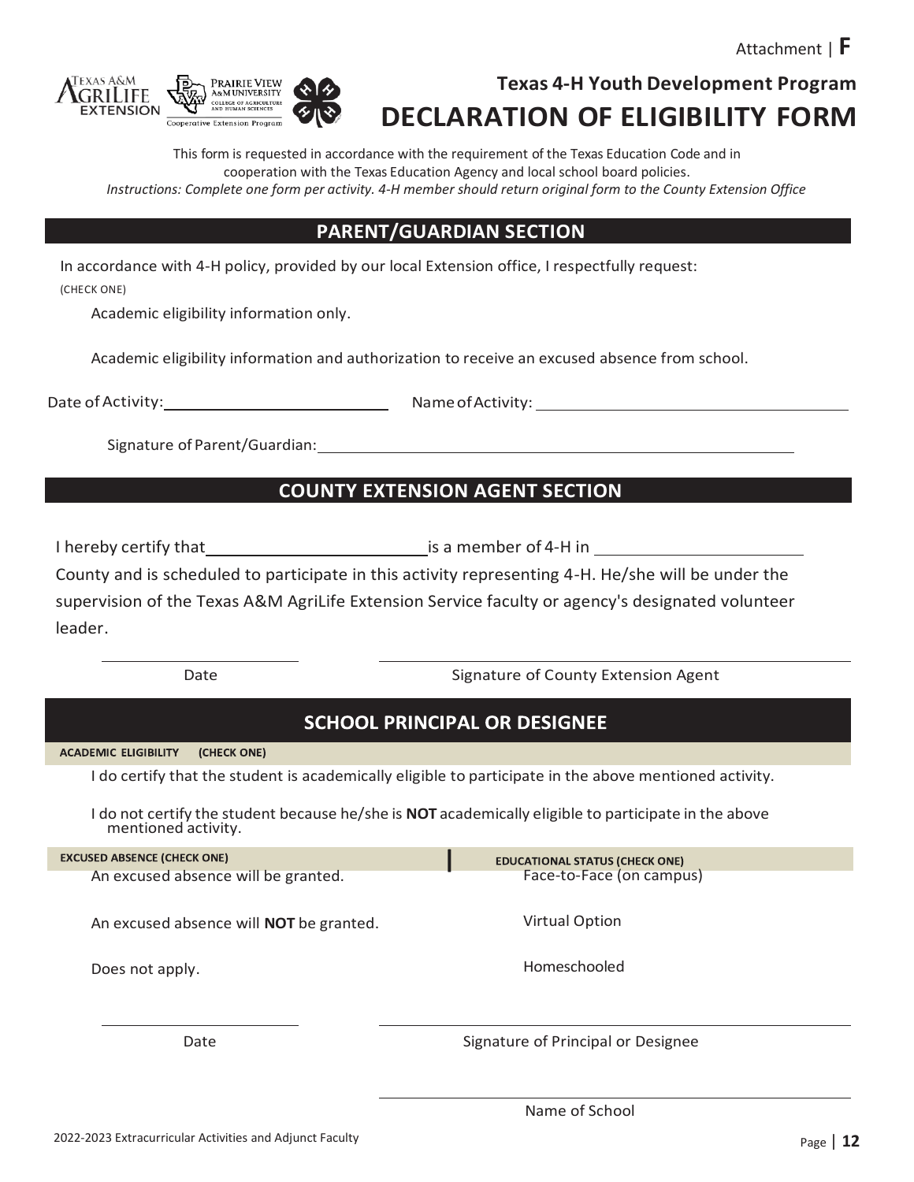Attachment | **F**

Texas 4-H Youth Development Program

# DECLARATION OF ELIGIBILITY FORM

This form is requested in accordance with the requirement of the Texas Education Code and in cooperation with the Texas Education Agency and local school board policies.

*Instructions: Complete one form per activity. 4-H member should return original form to the County Extension Office*

## PARENT/GUARDIAN SECTION

In accordance with 4-H policy, provided by our local Extension office, I respectfully request:

(CHECK ONE)

Academic eligibility information only.

Academic eligibility information and authorization to receive an excused absence from school.

Date of Activity: ______________________ Name of Activity: ______________________

Signature of Parent/Guardian: ______________________

## COUNTY EXTENSION AGENT SECTION

I hereby certify that ______________________ is a member of 4-H in ______________________ County and is scheduled to participate in this activity representing 4-H. He/she will be under the supervision of the Texas A&M AgriLife Extension Service faculty or agency's designated volunteer leader.

______________________ Date

______________________ Signature of County Extension Agent

## SCHOOL PRINCIPAL OR DESIGNEE

**ACADEMIC ELIGIBILITY (CHECK ONE)**

I do certify that the student is academically eligible to participate in the above mentioned activity.

I do not certify the student because he/she is **NOT** academically eligible to participate in the above mentioned activity.

**EXCUSED ABSENCE (CHECK ONE)**

An excused absence will be granted.

An excused absence will **NOT** be granted.

Does not apply.

**EDUCATIONAL STATUS (CHECK ONE)**

Face-to-Face (on campus)

Virtual Option

Homeschooled

______________________ Date

______________________ Signature of Principal or Designee

______________________ Name of School

2022-2023 Extracurricular Activities and Adjunct Faculty